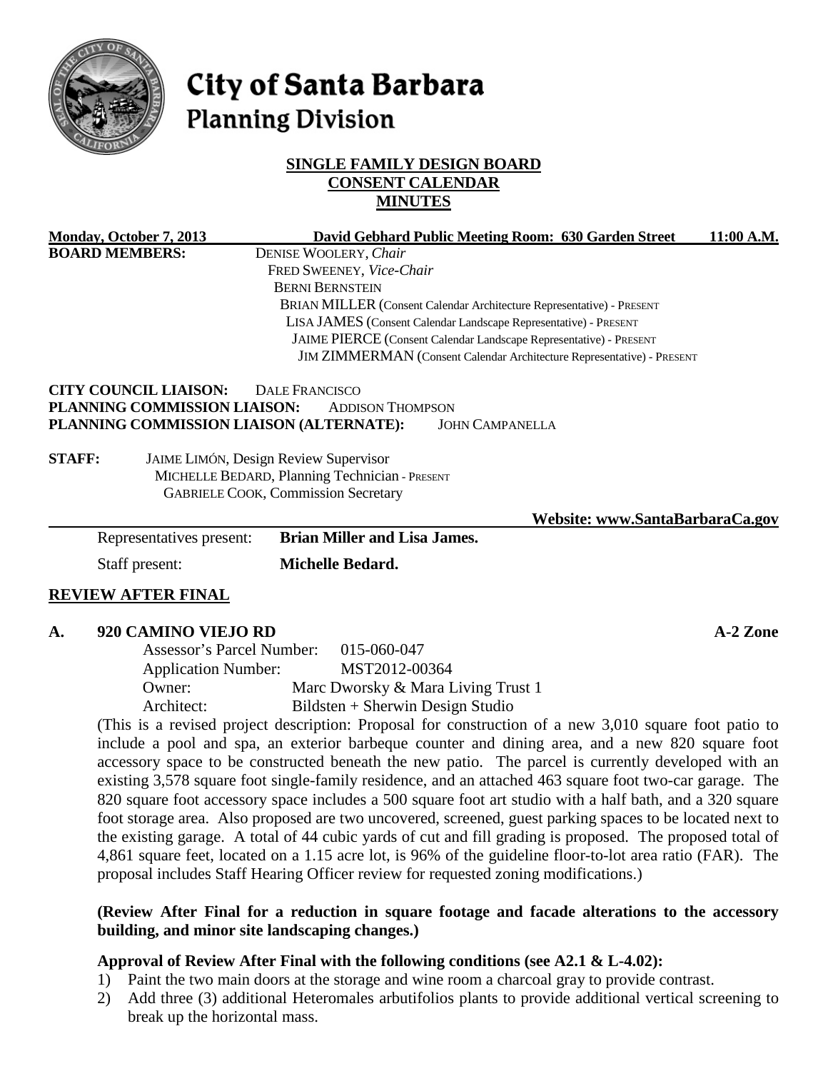# City of Santa Barbara
## Planning Division

**SINGLE FAMILY DESIGN BOARD**
**CONSENT CALENDAR**
**MINUTES**

**Monday, October 7, 2013** — **David Gebhard Public Meeting Room: 630 Garden Street** — **11:00 A.M.**

**BOARD MEMBERS:**
DENISE WOOLERY, *Chair*
FRED SWEENEY, *Vice-Chair*
BERNI BERNSTEIN
BRIAN MILLER (Consent Calendar Architecture Representative) - PRESENT
LISA JAMES (Consent Calendar Landscape Representative) - PRESENT
JAIME PIERCE (Consent Calendar Landscape Representative) - PRESENT
JIM ZIMMERMAN (Consent Calendar Architecture Representative) - PRESENT

**CITY COUNCIL LIAISON:** DALE FRANCISCO
**PLANNING COMMISSION LIAISON:** ADDISON THOMPSON
**PLANNING COMMISSION LIAISON (ALTERNATE):** JOHN CAMPANELLA

**STAFF:**
JAIME LIMÓN, Design Review Supervisor
MICHELLE BEDARD, Planning Technician - PRESENT
GABRIELE COOK, Commission Secretary

**Website: www.SantaBarbaraCa.gov**

Representatives present: **Brian Miller and Lisa James.**

Staff present: **Michelle Bedard.**

## REVIEW AFTER FINAL

### A. 920 CAMINO VIEJO RD — A-2 Zone

Assessor's Parcel Number: 015-060-047
Application Number: MST2012-00364
Owner: Marc Dworsky & Mara Living Trust 1
Architect: Bildsten + Sherwin Design Studio

(This is a revised project description: Proposal for construction of a new 3,010 square foot patio to include a pool and spa, an exterior barbeque counter and dining area, and a new 820 square foot accessory space to be constructed beneath the new patio. The parcel is currently developed with an existing 3,578 square foot single-family residence, and an attached 463 square foot two-car garage. The 820 square foot accessory space includes a 500 square foot art studio with a half bath, and a 320 square foot storage area. Also proposed are two uncovered, screened, guest parking spaces to be located next to the existing garage. A total of 44 cubic yards of cut and fill grading is proposed. The proposed total of 4,861 square feet, located on a 1.15 acre lot, is 96% of the guideline floor-to-lot area ratio (FAR). The proposal includes Staff Hearing Officer review for requested zoning modifications.)

**(Review After Final for a reduction in square footage and facade alterations to the accessory building, and minor site landscaping changes.)**

**Approval of Review After Final with the following conditions (see A2.1 & L-4.02):**

1) Paint the two main doors at the storage and wine room a charcoal gray to provide contrast.
2) Add three (3) additional Heteromales arbutifolios plants to provide additional vertical screening to break up the horizontal mass.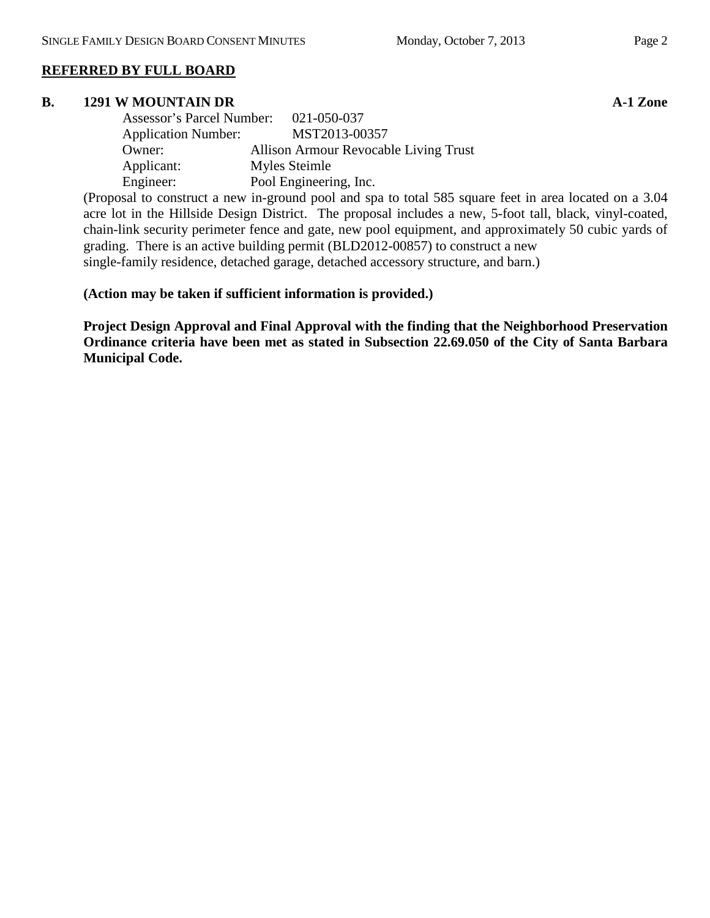## REFERRED BY FULL BOARD

**B. 1291 W MOUNTAIN DR** **A-1 Zone**

Assessor's Parcel Number: 021-050-037
Application Number: MST2013-00357
Owner: Allison Armour Revocable Living Trust
Applicant: Myles Steimle
Engineer: Pool Engineering, Inc.

(Proposal to construct a new in-ground pool and spa to total 585 square feet in area located on a 3.04 acre lot in the Hillside Design District. The proposal includes a new, 5-foot tall, black, vinyl-coated, chain-link security perimeter fence and gate, new pool equipment, and approximately 50 cubic yards of grading. There is an active building permit (BLD2012-00857) to construct a new single-family residence, detached garage, detached accessory structure, and barn.)

**(Action may be taken if sufficient information is provided.)**

**Project Design Approval and Final Approval with the finding that the Neighborhood Preservation Ordinance criteria have been met as stated in Subsection 22.69.050 of the City of Santa Barbara Municipal Code.**